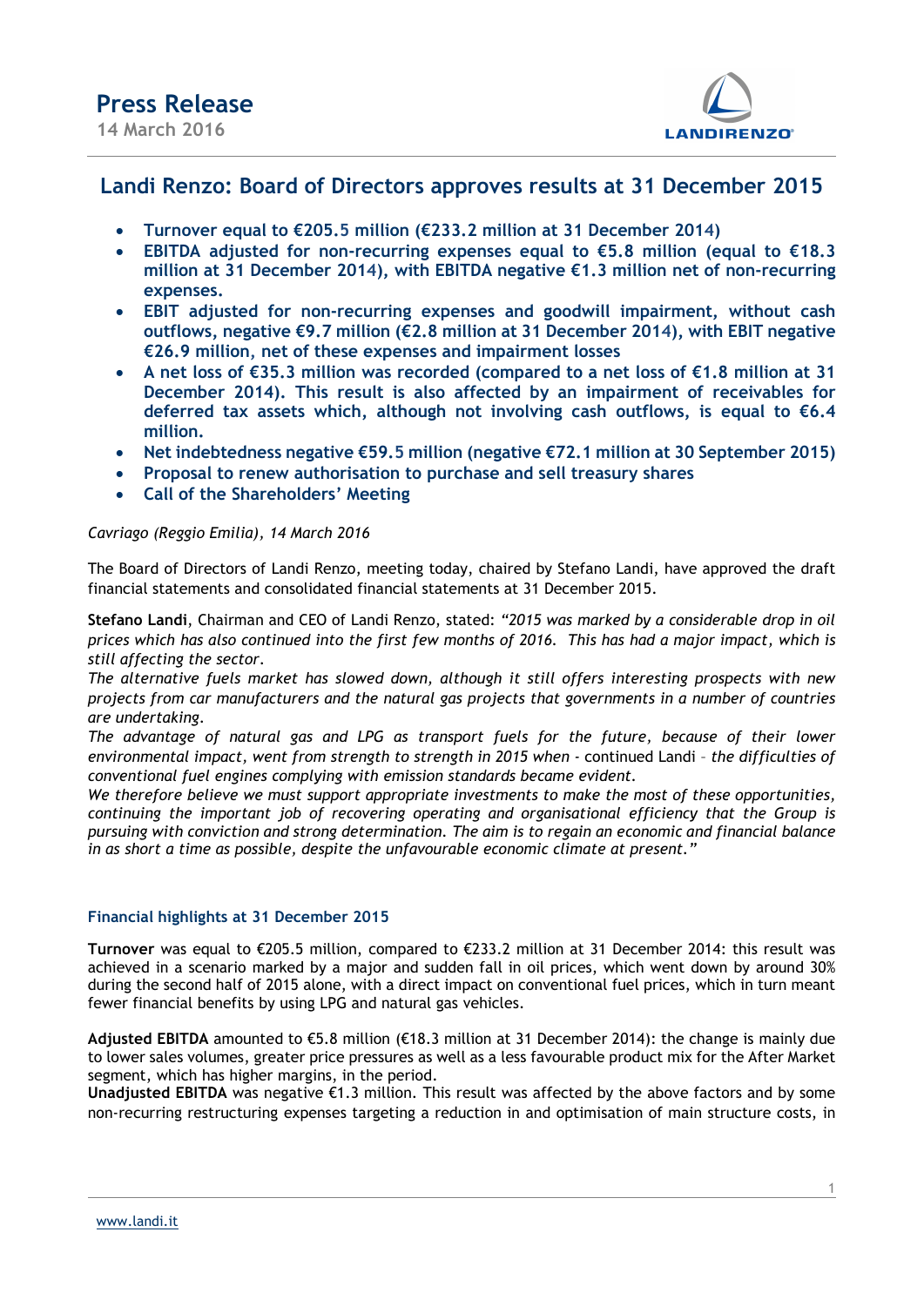# Press Release

14 March 2016

## Landi Renzo: Board of Directors approves results at 31 December 2015

- **Turnover equal to €205.5 million (€233.2 million at 31 December 2014)**
- **EBITDA adjusted for non-recurring expenses equal to €5.8 million (equal to €18.3 million at 31 December 2014), with EBITDA negative €1.3 million net of non-recurring expenses.**
- **EBIT adjusted for non-recurring expenses and goodwill impairment, without cash outflows, negative €9.7 million (€2.8 million at 31 December 2014), with EBIT negative €26.9 million, net of these expenses and impairment losses**
- **A net loss of €35.3 million was recorded (compared to a net loss of €1.8 million at 31 December 2014). This result is also affected by an impairment of receivables for deferred tax assets which, although not involving cash outflows, is equal to €6.4 million.**
- **Net indebtedness negative €59.5 million (negative €72.1 million at 30 September 2015)**
- **Proposal to renew authorisation to purchase and sell treasury shares**
- **Call of the Shareholders' Meeting**

*Cavriago (Reggio Emilia), 14 March 2016*

The Board of Directors of Landi Renzo, meeting today, chaired by Stefano Landi, have approved the draft financial statements and consolidated financial statements at 31 December 2015.

**Stefano Landi**, Chairman and CEO of Landi Renzo, stated: *"2015 was marked by a considerable drop in oil prices which has also continued into the first few months of 2016. This has had a major impact, which is still affecting the sector.*
*The alternative fuels market has slowed down, although it still offers interesting prospects with new projects from car manufacturers and the natural gas projects that governments in a number of countries are undertaking.*
*The advantage of natural gas and LPG as transport fuels for the future, because of their lower environmental impact, went from strength to strength in 2015 when* - continued Landi – *the difficulties of conventional fuel engines complying with emission standards became evident.*
*We therefore believe we must support appropriate investments to make the most of these opportunities, continuing the important job of recovering operating and organisational efficiency that the Group is pursuing with conviction and strong determination. The aim is to regain an economic and financial balance in as short a time as possible, despite the unfavourable economic climate at present."*

### Financial highlights at 31 December 2015

**Turnover** was equal to €205.5 million, compared to €233.2 million at 31 December 2014: this result was achieved in a scenario marked by a major and sudden fall in oil prices, which went down by around 30% during the second half of 2015 alone, with a direct impact on conventional fuel prices, which in turn meant fewer financial benefits by using LPG and natural gas vehicles.

**Adjusted EBITDA** amounted to €5.8 million (€18.3 million at 31 December 2014): the change is mainly due to lower sales volumes, greater price pressures as well as a less favourable product mix for the After Market segment, which has higher margins, in the period.
**Unadjusted EBITDA** was negative €1.3 million. This result was affected by the above factors and by some non-recurring restructuring expenses targeting a reduction in and optimisation of main structure costs, in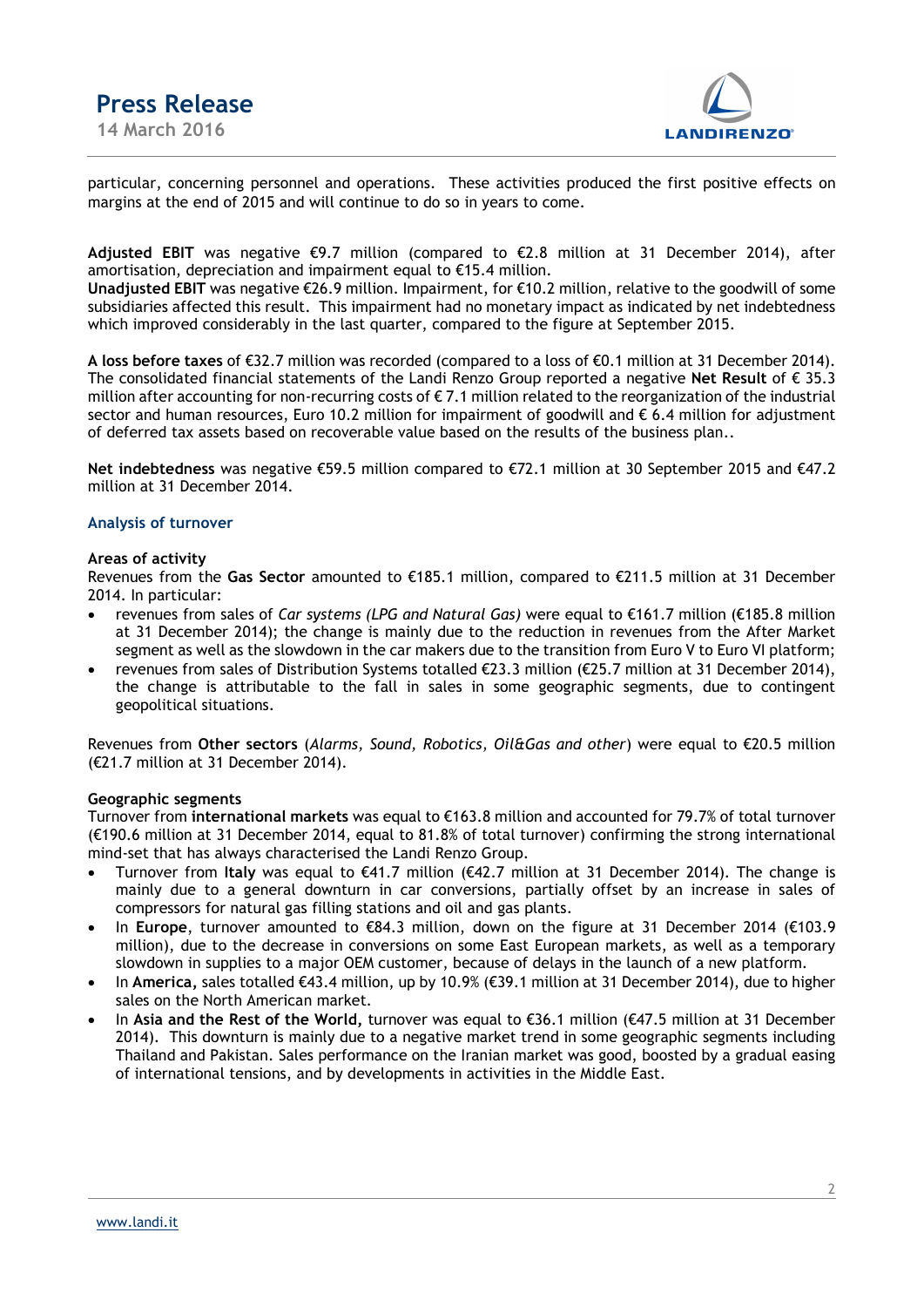particular, concerning personnel and operations. These activities produced the first positive effects on margins at the end of 2015 and will continue to do so in years to come.

**Adjusted EBIT** was negative €9.7 million (compared to €2.8 million at 31 December 2014), after amortisation, depreciation and impairment equal to €15.4 million.
**Unadjusted EBIT** was negative €26.9 million. Impairment, for €10.2 million, relative to the goodwill of some subsidiaries affected this result. This impairment had no monetary impact as indicated by net indebtedness which improved considerably in the last quarter, compared to the figure at September 2015.

**A loss before taxes** of €32.7 million was recorded (compared to a loss of €0.1 million at 31 December 2014). The consolidated financial statements of the Landi Renzo Group reported a negative **Net Result** of € 35.3 million after accounting for non-recurring costs of € 7.1 million related to the reorganization of the industrial sector and human resources, Euro 10.2 million for impairment of goodwill and € 6.4 million for adjustment of deferred tax assets based on recoverable value based on the results of the business plan..

**Net indebtedness** was negative €59.5 million compared to €72.1 million at 30 September 2015 and €47.2 million at 31 December 2014.

## Analysis of turnover

**Areas of activity**
Revenues from the **Gas Sector** amounted to €185.1 million, compared to €211.5 million at 31 December 2014. In particular:

- revenues from sales of *Car systems (LPG and Natural Gas)* were equal to €161.7 million (€185.8 million at 31 December 2014); the change is mainly due to the reduction in revenues from the After Market segment as well as the slowdown in the car makers due to the transition from Euro V to Euro VI platform;
- revenues from sales of Distribution Systems totalled €23.3 million (€25.7 million at 31 December 2014), the change is attributable to the fall in sales in some geographic segments, due to contingent geopolitical situations.

Revenues from **Other sectors** (*Alarms, Sound, Robotics, Oil&Gas and other*) were equal to €20.5 million (€21.7 million at 31 December 2014).

**Geographic segments**
Turnover from **international markets** was equal to €163.8 million and accounted for 79.7% of total turnover (€190.6 million at 31 December 2014, equal to 81.8% of total turnover) confirming the strong international mind-set that has always characterised the Landi Renzo Group.

- Turnover from **Italy** was equal to €41.7 million (€42.7 million at 31 December 2014). The change is mainly due to a general downturn in car conversions, partially offset by an increase in sales of compressors for natural gas filling stations and oil and gas plants.
- In **Europe**, turnover amounted to €84.3 million, down on the figure at 31 December 2014 (€103.9 million), due to the decrease in conversions on some East European markets, as well as a temporary slowdown in supplies to a major OEM customer, because of delays in the launch of a new platform.
- In **America,** sales totalled €43.4 million, up by 10.9% (€39.1 million at 31 December 2014), due to higher sales on the North American market.
- In **Asia and the Rest of the World,** turnover was equal to €36.1 million (€47.5 million at 31 December 2014). This downturn is mainly due to a negative market trend in some geographic segments including Thailand and Pakistan. Sales performance on the Iranian market was good, boosted by a gradual easing of international tensions, and by developments in activities in the Middle East.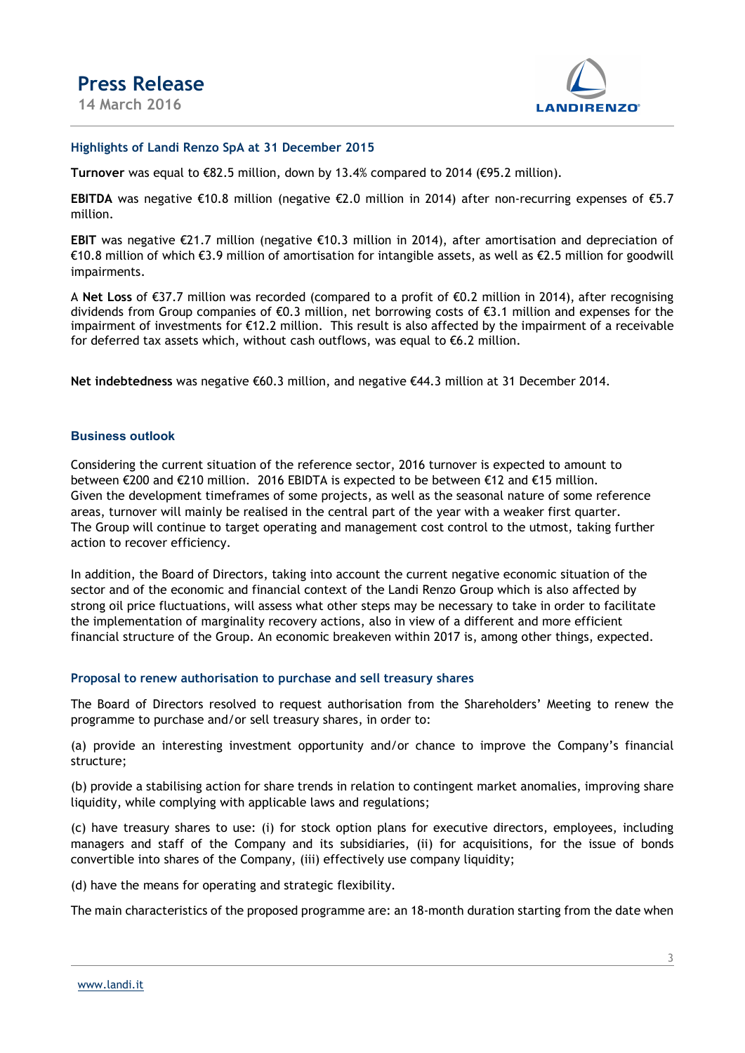### Highlights of Landi Renzo SpA at 31 December 2015

**Turnover** was equal to €82.5 million, down by 13.4% compared to 2014 (€95.2 million).

**EBITDA** was negative €10.8 million (negative €2.0 million in 2014) after non-recurring expenses of €5.7 million.

**EBIT** was negative €21.7 million (negative €10.3 million in 2014), after amortisation and depreciation of €10.8 million of which €3.9 million of amortisation for intangible assets, as well as €2.5 million for goodwill impairments.

A **Net Loss** of €37.7 million was recorded (compared to a profit of €0.2 million in 2014), after recognising dividends from Group companies of €0.3 million, net borrowing costs of €3.1 million and expenses for the impairment of investments for €12.2 million. This result is also affected by the impairment of a receivable for deferred tax assets which, without cash outflows, was equal to €6.2 million.

**Net indebtedness** was negative €60.3 million, and negative €44.3 million at 31 December 2014.

### Business outlook

Considering the current situation of the reference sector, 2016 turnover is expected to amount to between €200 and €210 million. 2016 EBIDTA is expected to be between €12 and €15 million. Given the development timeframes of some projects, as well as the seasonal nature of some reference areas, turnover will mainly be realised in the central part of the year with a weaker first quarter. The Group will continue to target operating and management cost control to the utmost, taking further action to recover efficiency.

In addition, the Board of Directors, taking into account the current negative economic situation of the sector and of the economic and financial context of the Landi Renzo Group which is also affected by strong oil price fluctuations, will assess what other steps may be necessary to take in order to facilitate the implementation of marginality recovery actions, also in view of a different and more efficient financial structure of the Group. An economic breakeven within 2017 is, among other things, expected.

### Proposal to renew authorisation to purchase and sell treasury shares

The Board of Directors resolved to request authorisation from the Shareholders' Meeting to renew the programme to purchase and/or sell treasury shares, in order to:

(a) provide an interesting investment opportunity and/or chance to improve the Company's financial structure;

(b) provide a stabilising action for share trends in relation to contingent market anomalies, improving share liquidity, while complying with applicable laws and regulations;

(c) have treasury shares to use: (i) for stock option plans for executive directors, employees, including managers and staff of the Company and its subsidiaries, (ii) for acquisitions, for the issue of bonds convertible into shares of the Company, (iii) effectively use company liquidity;

(d) have the means for operating and strategic flexibility.

The main characteristics of the proposed programme are: an 18-month duration starting from the date when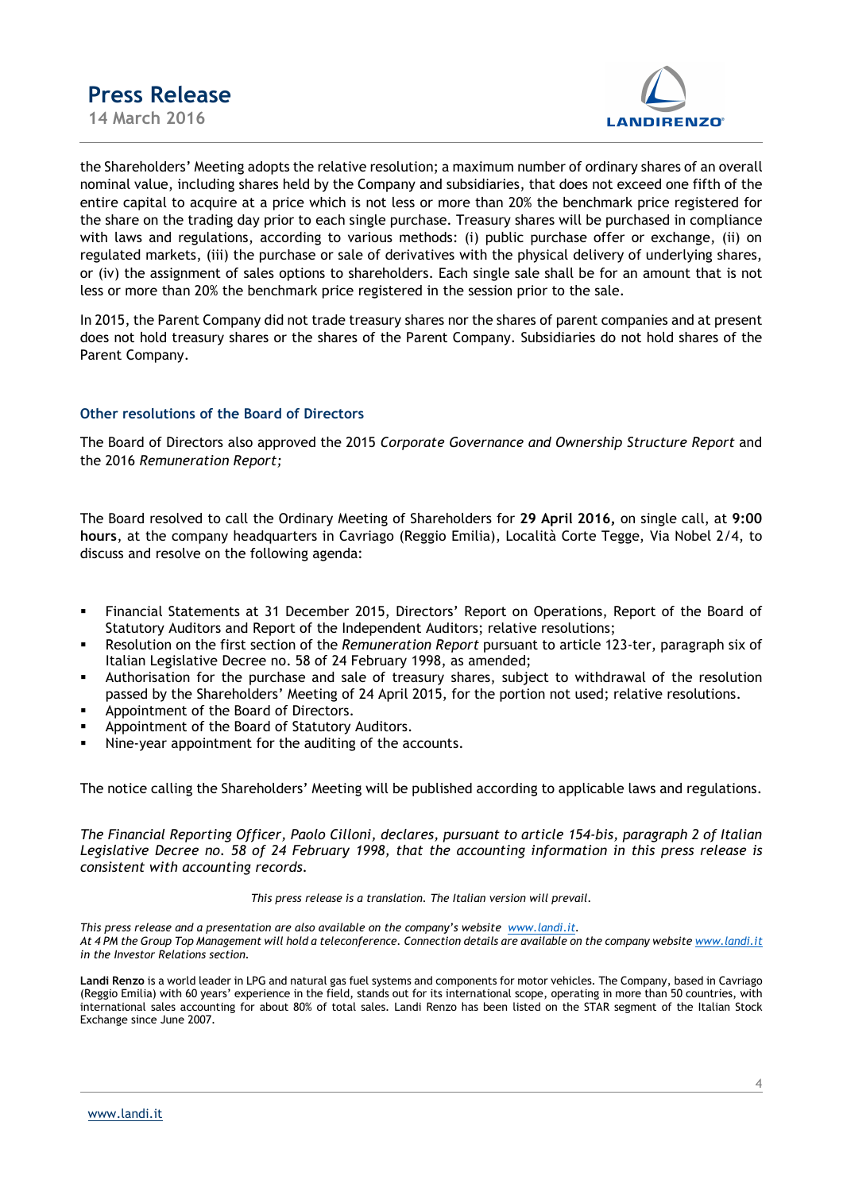the Shareholders' Meeting adopts the relative resolution; a maximum number of ordinary shares of an overall nominal value, including shares held by the Company and subsidiaries, that does not exceed one fifth of the entire capital to acquire at a price which is not less or more than 20% the benchmark price registered for the share on the trading day prior to each single purchase. Treasury shares will be purchased in compliance with laws and regulations, according to various methods: (i) public purchase offer or exchange, (ii) on regulated markets, (iii) the purchase or sale of derivatives with the physical delivery of underlying shares, or (iv) the assignment of sales options to shareholders. Each single sale shall be for an amount that is not less or more than 20% the benchmark price registered in the session prior to the sale.

In 2015, the Parent Company did not trade treasury shares nor the shares of parent companies and at present does not hold treasury shares or the shares of the Parent Company. Subsidiaries do not hold shares of the Parent Company.

### Other resolutions of the Board of Directors

The Board of Directors also approved the 2015 *Corporate Governance and Ownership Structure Report* and the 2016 *Remuneration Report;*

The Board resolved to call the Ordinary Meeting of Shareholders for **29 April 2016,** on single call, at **9:00 hours**, at the company headquarters in Cavriago (Reggio Emilia), Località Corte Tegge, Via Nobel 2/4, to discuss and resolve on the following agenda:

- Financial Statements at 31 December 2015, Directors' Report on Operations, Report of the Board of Statutory Auditors and Report of the Independent Auditors; relative resolutions;
- Resolution on the first section of the *Remuneration Report* pursuant to article 123-ter, paragraph six of Italian Legislative Decree no. 58 of 24 February 1998, as amended;
- Authorisation for the purchase and sale of treasury shares, subject to withdrawal of the resolution passed by the Shareholders' Meeting of 24 April 2015, for the portion not used; relative resolutions.
- Appointment of the Board of Directors.
- Appointment of the Board of Statutory Auditors.
- Nine-year appointment for the auditing of the accounts.

The notice calling the Shareholders' Meeting will be published according to applicable laws and regulations.

*The Financial Reporting Officer, Paolo Cilloni, declares, pursuant to article 154-bis, paragraph 2 of Italian Legislative Decree no. 58 of 24 February 1998, that the accounting information in this press release is consistent with accounting records.*

*This press release is a translation. The Italian version will prevail.*

*This press release and a presentation are also available on the company's website www.landi.it.*
*At 4 PM the Group Top Management will hold a teleconference. Connection details are available on the company website www.landi.it in the Investor Relations section.*

**Landi Renzo** is a world leader in LPG and natural gas fuel systems and components for motor vehicles. The Company, based in Cavriago (Reggio Emilia) with 60 years' experience in the field, stands out for its international scope, operating in more than 50 countries, with international sales accounting for about 80% of total sales. Landi Renzo has been listed on the STAR segment of the Italian Stock Exchange since June 2007.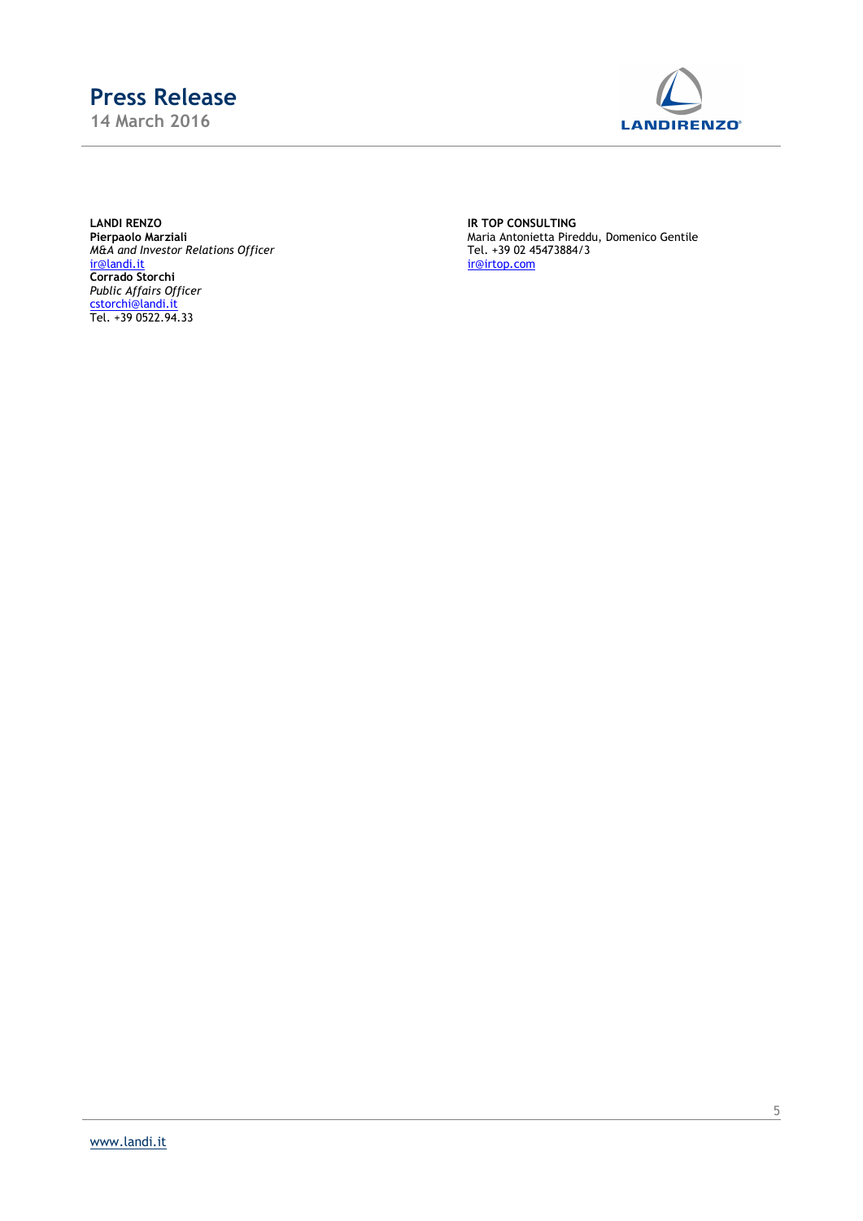**LANDI RENZO**
**Pierpaolo Marziali**
*M&A and Investor Relations Officer*
ir@landi.it
**Corrado Storchi**
*Public Affairs Officer*
cstorchi@landi.it
Tel. +39 0522.94.33

**IR TOP CONSULTING**
Maria Antonietta Pireddu, Domenico Gentile
Tel. +39 02 45473884/3
ir@irtop.com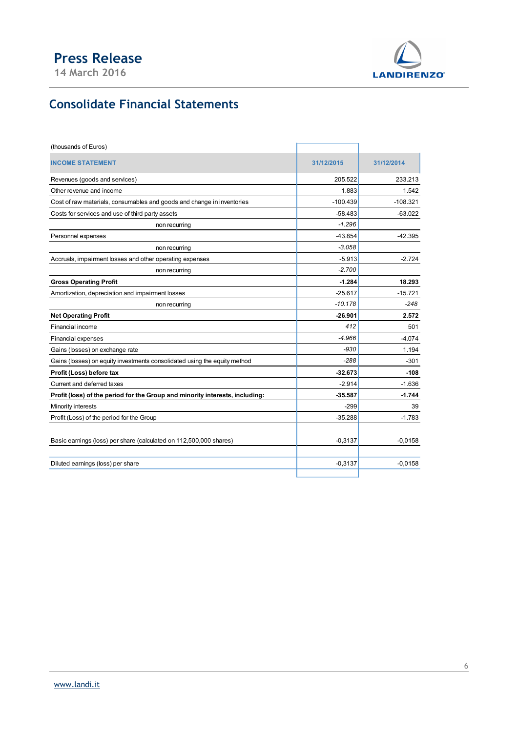# Consolidate Financial Statements

(thousands of Euros)

| INCOME STATEMENT | 31/12/2015 | 31/12/2014 |
|---|---|---|
| Revenues (goods and services) | 205.522 | 233.213 |
| Other revenue and income | 1.883 | 1.542 |
| Cost of raw materials, consumables and goods and change in inventories | -100.439 | -108.321 |
| Costs for services and use of third party assets | -58.483 | -63.022 |
| non recurring | *-1.296* | |
| Personnel expenses | -43.854 | -42.395 |
| non recurring | *-3.058* | |
| Accruals, impairment losses and other operating expenses | -5.913 | -2.724 |
| non recurring | *-2.700* | |
| **Gross Operating Profit** | **-1.284** | **18.293** |
| Amortization, depreciation and impairment losses | -25.617 | -15.721 |
| non recurring | *-10.178* | *-248* |
| **Net Operating Profit** | **-26.901** | **2.572** |
| Financial income | *412* | 501 |
| Financial expenses | *-4.966* | -4.074 |
| Gains (losses) on exchange rate | *-930* | 1.194 |
| Gains (losses) on equity investments consolidated using the equity method | *-288* | -301 |
| **Profit (Loss) before tax** | **-32.673** | **-108** |
| Current and deferred taxes | -2.914 | -1.636 |
| **Profit (loss) of the period for the Group and minority interests, including:** | **-35.587** | **-1.744** |
| Minority interests | -299 | 39 |
| Profit (Loss) of the period for the Group | -35.288 | -1.783 |
| Basic earnings (loss) per share (calculated on 112,500,000 shares) | -0,3137 | -0,0158 |
| Diluted earnings (loss) per share | -0,3137 | -0,0158 |

www.landi.it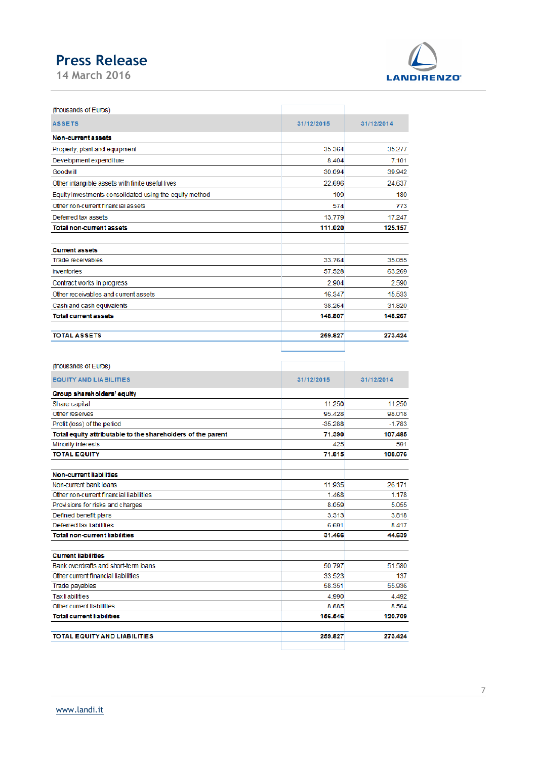# Press Release
14 March 2016

(thousands of Euros)

| ASSETS | 31/12/2015 | 31/12/2014 |
|---|---|---|
| **Non-current assets** | | |
| Property, plant and equipment | 35.364 | 35.277 |
| Development expenditure | 8.404 | 7.101 |
| Goodwill | 30.094 | 39.942 |
| Other intangible assets with finite useful lives | 22.696 | 24.637 |
| Equity investments consolidated using the equity method | 109 | 180 |
| Other non-current financial assets | 574 | 773 |
| Deferred tax assets | 13.779 | 17.247 |
| **Total non-current assets** | **111.020** | **125.157** |
| | | |
| **Current assets** | | |
| Trade receivables | 33.764 | 35.055 |
| Inventories | 57.528 | 63.269 |
| Contract works in progress | 2.904 | 2.590 |
| Other receivables and current assets | 16.347 | 15.533 |
| Cash and cash equivalents | 38.264 | 31.820 |
| **Total current assets** | **148.807** | **148.267** |
| | | |
| **TOTAL ASSETS** | **259.827** | **273.424** |

(thousands of Euros)

| EQUITY AND LIABILITIES | 31/12/2015 | 31/12/2014 |
|---|---|---|
| **Group shareholders' equity** | | |
| Share capital | 11.250 | 11.250 |
| Other reserves | 95.428 | 98.018 |
| Profit (loss) of the period | -35.288 | -1.783 |
| **Total equity attributable to the shareholders of the parent** | **71.390** | **107.485** |
| Minority interests | 425 | 591 |
| **TOTAL EQUITY** | **71.815** | **108.076** |
| | | |
| **Non-current liabilities** | | |
| Non-current bank loans | 11.935 | 26.171 |
| Other non-current financial liabilities | 1.468 | 1.178 |
| Provisions for risks and charges | 8.059 | 5.055 |
| Defined benefit plans | 3.313 | 3.818 |
| Deferred tax liabilities | 6.691 | 8.417 |
| **Total non-current liabilities** | **31.466** | **44.639** |
| | | |
| **Current liabilities** | | |
| Bank overdrafts and short-term loans | 50.797 | 51.580 |
| Other current financial liabilities | 33.523 | 137 |
| Trade payables | 68.351 | 55.936 |
| Tax liabilities | 4.990 | 4.492 |
| Other current liabilities | 8.885 | 8.564 |
| **Total current liabilities** | **156.546** | **120.709** |
| | | |
| **TOTAL EQUITY AND LIABILITIES** | **259.827** | **273.424** |

www.landi.it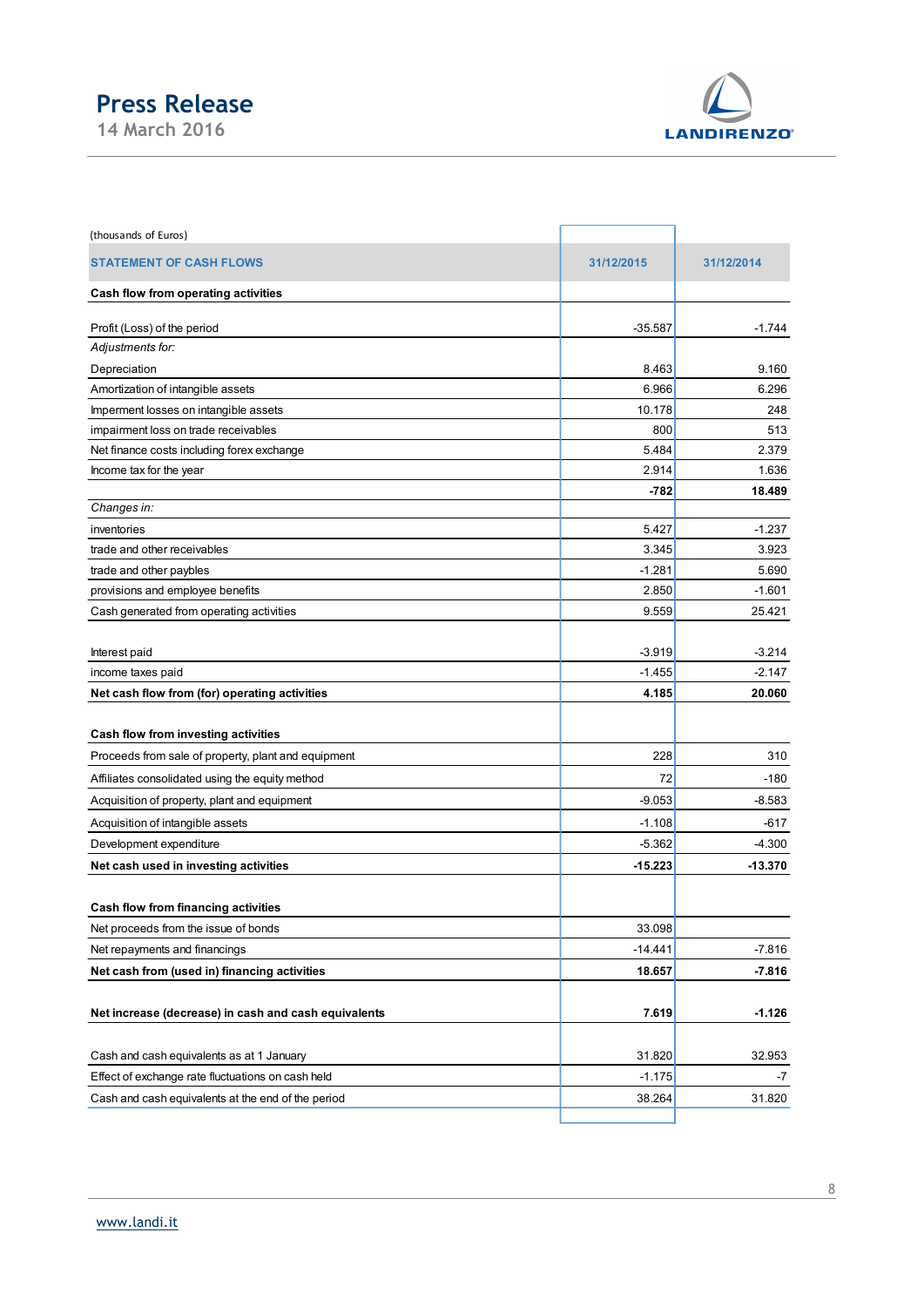(thousands of Euros)

| STATEMENT OF CASH FLOWS | 31/12/2015 | 31/12/2014 |
|---|---|---|
| **Cash flow from operating activities** | | |
| Profit (Loss) of the period | -35.587 | -1.744 |
| *Adjustments for:* | | |
| Depreciation | 8.463 | 9.160 |
| Amortization of intangible assets | 6.966 | 6.296 |
| Imperment losses on intangible assets | 10.178 | 248 |
| impairment loss on trade receivables | 800 | 513 |
| Net finance costs including forex exchange | 5.484 | 2.379 |
| Income tax for the year | 2.914 | 1.636 |
| | **-782** | **18.489** |
| *Changes in:* | | |
| inventories | 5.427 | -1.237 |
| trade and other receivables | 3.345 | 3.923 |
| trade and other paybles | -1.281 | 5.690 |
| provisions and employee benefits | 2.850 | -1.601 |
| Cash generated from operating activities | 9.559 | 25.421 |
| Interest paid | -3.919 | -3.214 |
| income taxes paid | -1.455 | -2.147 |
| **Net cash flow from (for) operating activities** | **4.185** | **20.060** |
| **Cash flow from investing activities** | | |
| Proceeds from sale of property, plant and equipment | 228 | 310 |
| Affiliates consolidated using the equity method | 72 | -180 |
| Acquisition of property, plant and equipment | -9.053 | -8.583 |
| Acquisition of intangible assets | -1.108 | -617 |
| Development expenditure | -5.362 | -4.300 |
| **Net cash used in investing activities** | **-15.223** | **-13.370** |
| **Cash flow from financing activities** | | |
| Net proceeds from the issue of bonds | 33.098 | |
| Net repayments and financings | -14.441 | -7.816 |
| **Net cash from (used in) financing activities** | **18.657** | **-7.816** |
| **Net increase (decrease) in cash and cash equivalents** | **7.619** | **-1.126** |
| Cash and cash equivalents as at 1 January | 31.820 | 32.953 |
| Effect of exchange rate fluctuations on cash held | -1.175 | -7 |
| Cash and cash equivalents at the end of the period | 38.264 | 31.820 |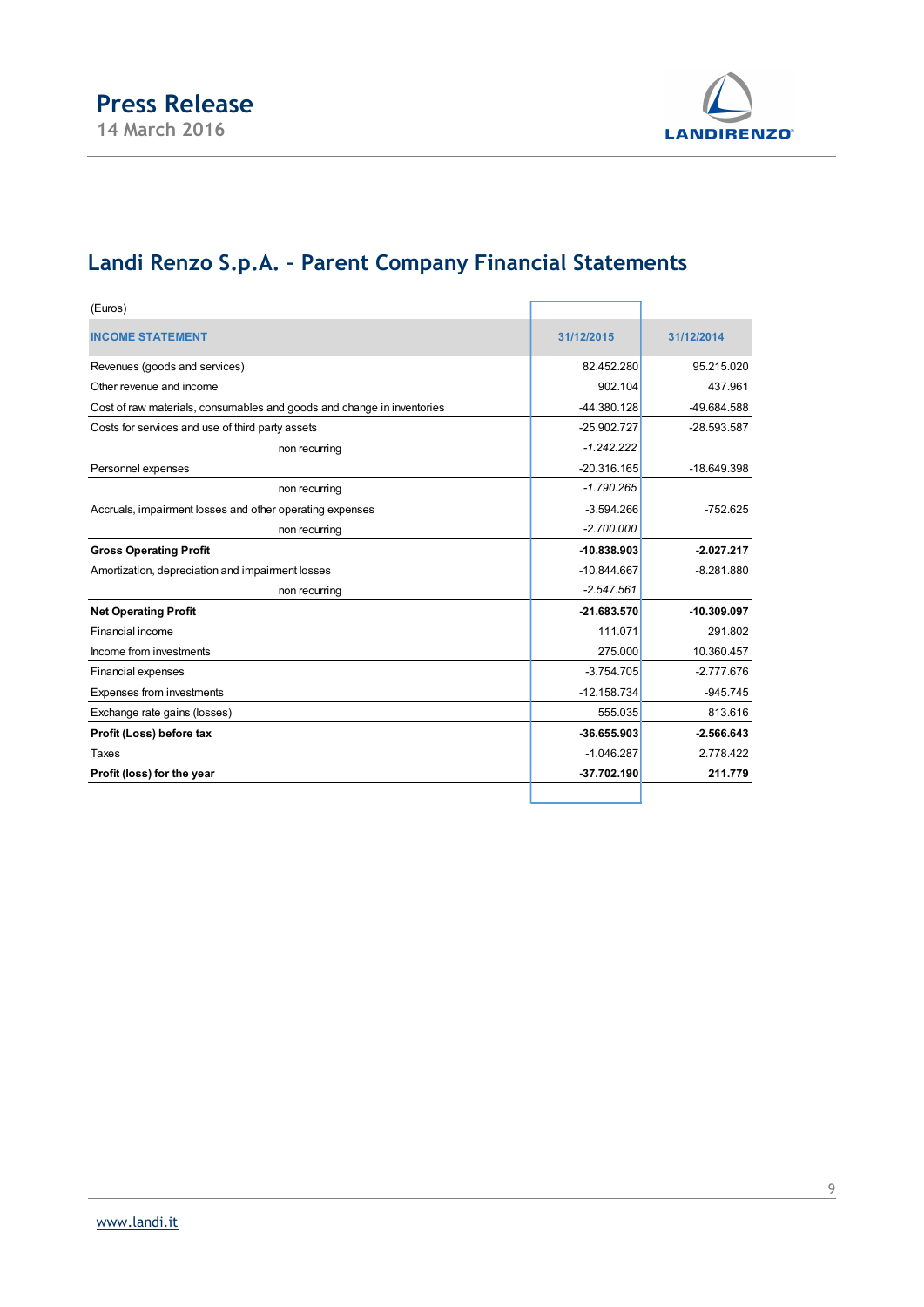## Landi Renzo S.p.A. – Parent Company Financial Statements

(Euros)

| INCOME STATEMENT | 31/12/2015 | 31/12/2014 |
|---|---|---|
| Revenues (goods and services) | 82.452.280 | 95.215.020 |
| Other revenue and income | 902.104 | 437.961 |
| Cost of raw materials, consumables and goods and change in inventories | -44.380.128 | -49.684.588 |
| Costs for services and use of third party assets | -25.902.727 | -28.593.587 |
| non recurring | *-1.242.222* | |
| Personnel expenses | -20.316.165 | -18.649.398 |
| non recurring | *-1.790.265* | |
| Accruals, impairment losses and other operating expenses | -3.594.266 | -752.625 |
| non recurring | *-2.700.000* | |
| **Gross Operating Profit** | **-10.838.903** | **-2.027.217** |
| Amortization, depreciation and impairment losses | -10.844.667 | -8.281.880 |
| non recurring | *-2.547.561* | |
| **Net Operating Profit** | **-21.683.570** | **-10.309.097** |
| Financial income | 111.071 | 291.802 |
| Income from investments | 275.000 | 10.360.457 |
| Financial expenses | -3.754.705 | -2.777.676 |
| Expenses from investments | -12.158.734 | -945.745 |
| Exchange rate gains (losses) | 555.035 | 813.616 |
| **Profit (Loss) before tax** | **-36.655.903** | **-2.566.643** |
| Taxes | -1.046.287 | 2.778.422 |
| **Profit (loss) for the year** | **-37.702.190** | **211.779** |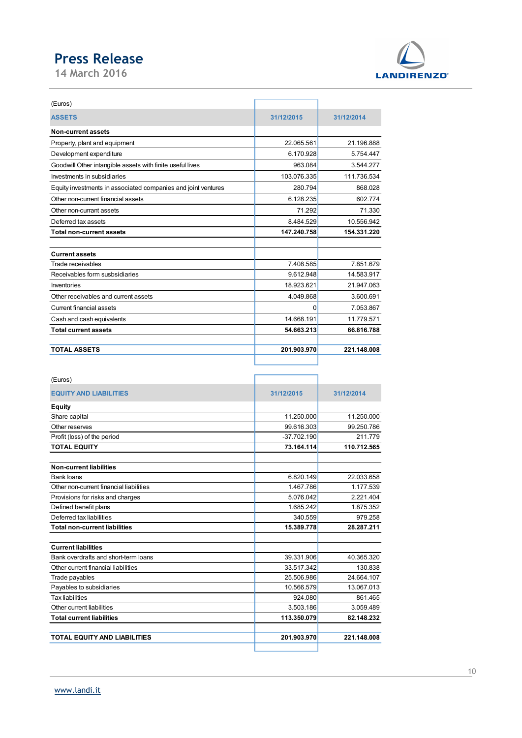(Euros)

| ASSETS | 31/12/2015 | 31/12/2014 |
|---|---|---|
| **Non-current assets** | | |
| Property, plant and equipment | 22.065.561 | 21.196.888 |
| Development expenditure | 6.170.928 | 5.754.447 |
| Goodwill Other intangible assets with finite useful lives | 963.084 | 3.544.277 |
| Investments in subsidiaries | 103.076.335 | 111.736.534 |
| Equity investments in associated companies and joint ventures | 280.794 | 868.028 |
| Other non-current financial assets | 6.128.235 | 602.774 |
| Other non-currant assets | 71.292 | 71.330 |
| Deferred tax assets | 8.484.529 | 10.556.942 |
| **Total non-current assets** | **147.240.758** | **154.331.220** |
| | | |
| **Current assets** | | |
| Trade receivables | 7.408.585 | 7.851.679 |
| Receivables form susbsidiaries | 9.612.948 | 14.583.917 |
| Inventories | 18.923.621 | 21.947.063 |
| Other receivables and current assets | 4.049.868 | 3.600.691 |
| Current financial assets | 0 | 7.053.867 |
| Cash and cash equivalents | 14.668.191 | 11.779.571 |
| **Total current assets** | **54.663.213** | **66.816.788** |
| | | |
| **TOTAL ASSETS** | **201.903.970** | **221.148.008** |

(Euros)

| EQUITY AND LIABILITIES | 31/12/2015 | 31/12/2014 |
|---|---|---|
| **Equity** | | |
| Share capital | 11.250.000 | 11.250.000 |
| Other reserves | 99.616.303 | 99.250.786 |
| Profit (loss) of the period | -37.702.190 | 211.779 |
| **TOTAL EQUITY** | **73.164.114** | **110.712.565** |
| | | |
| **Non-current liabilities** | | |
| Bank loans | 6.820.149 | 22.033.658 |
| Other non-current financial liabilities | 1.467.786 | 1.177.539 |
| Provisions for risks and charges | 5.076.042 | 2.221.404 |
| Defined benefit plans | 1.685.242 | 1.875.352 |
| Deferred tax liabilities | 340.559 | 979.258 |
| **Total non-current liabilities** | **15.389.778** | **28.287.211** |
| | | |
| **Current liabilities** | | |
| Bank overdrafts and short-term loans | 39.331.906 | 40.365.320 |
| Other current financial liabilities | 33.517.342 | 130.838 |
| Trade payables | 25.506.986 | 24.664.107 |
| Payables to subsidiaries | 10.566.579 | 13.067.013 |
| Tax liabilities | 924.080 | 861.465 |
| Other current liabilities | 3.503.186 | 3.059.489 |
| **Total current liabilities** | **113.350.079** | **82.148.232** |
| | | |
| **TOTAL EQUITY AND LIABILITIES** | **201.903.970** | **221.148.008** |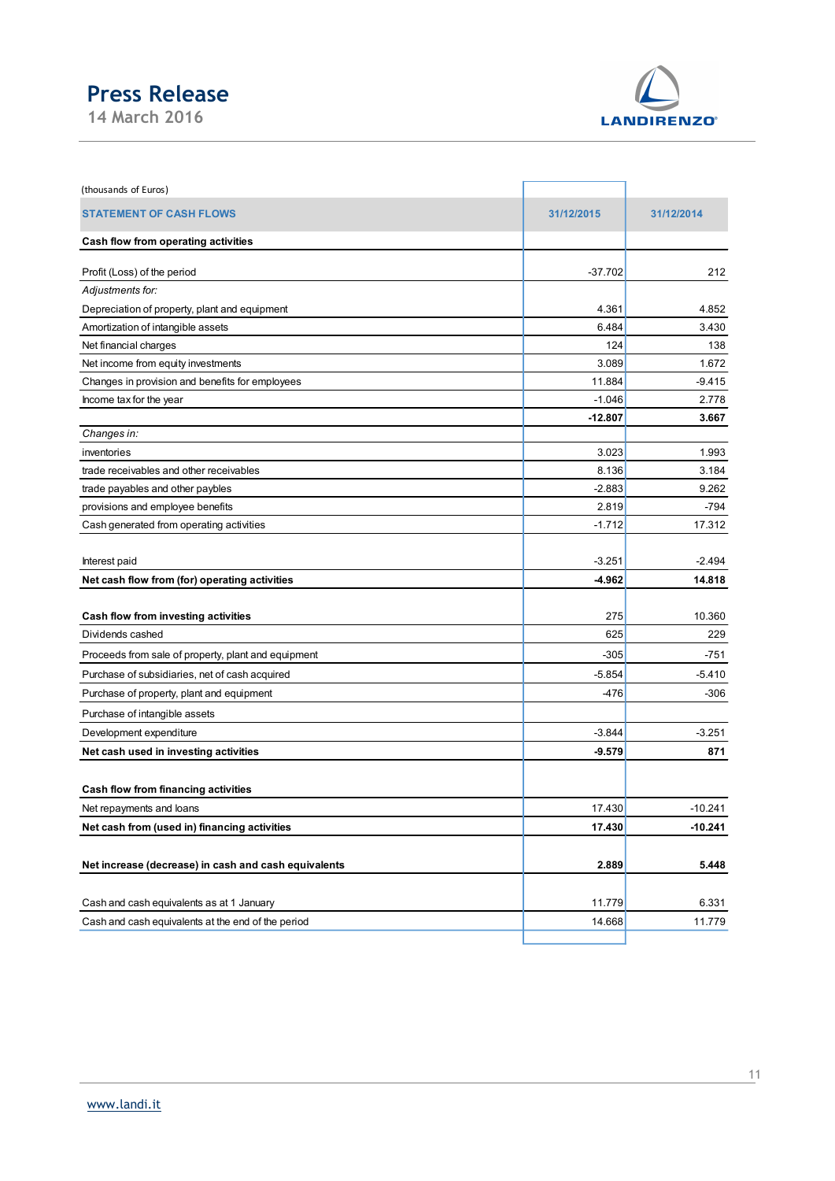# Press Release

14 March 2016

(thousands of Euros)

| STATEMENT OF CASH FLOWS | 31/12/2015 | 31/12/2014 |
|---|---|---|
| **Cash flow from operating activities** | | |
| Profit (Loss) of the period | -37.702 | 212 |
| *Adjustments for:* | | |
| Depreciation of property, plant and equipment | 4.361 | 4.852 |
| Amortization of intangible assets | 6.484 | 3.430 |
| Net financial charges | 124 | 138 |
| Net income from equity investments | 3.089 | 1.672 |
| Changes in provision and benefits for employees | 11.884 | -9.415 |
| Income tax for the year | -1.046 | 2.778 |
| | **-12.807** | **3.667** |
| *Changes in:* | | |
| inventories | 3.023 | 1.993 |
| trade receivables and other receivables | 8.136 | 3.184 |
| trade payables and other paybles | -2.883 | 9.262 |
| provisions and employee benefits | 2.819 | -794 |
| Cash generated from operating activities | -1.712 | 17.312 |
| Interest paid | -3.251 | -2.494 |
| **Net cash flow from (for) operating activities** | **-4.962** | **14.818** |
| **Cash flow from investing activities** | 275 | 10.360 |
| Dividends cashed | 625 | 229 |
| Proceeds from sale of property, plant and equipment | -305 | -751 |
| Purchase of subsidiaries, net of cash acquired | -5.854 | -5.410 |
| Purchase of property, plant and equipment | -476 | -306 |
| Purchase of intangible assets | | |
| Development expenditure | -3.844 | -3.251 |
| **Net cash used in investing activities** | **-9.579** | **871** |
| **Cash flow from financing activities** | | |
| Net repayments and loans | 17.430 | -10.241 |
| **Net cash from (used in) financing activities** | **17.430** | **-10.241** |
| **Net increase (decrease) in cash and cash equivalents** | **2.889** | **5.448** |
| Cash and cash equivalents as at 1 January | 11.779 | 6.331 |
| Cash and cash equivalents at the end of the period | 14.668 | 11.779 |

www.landi.it